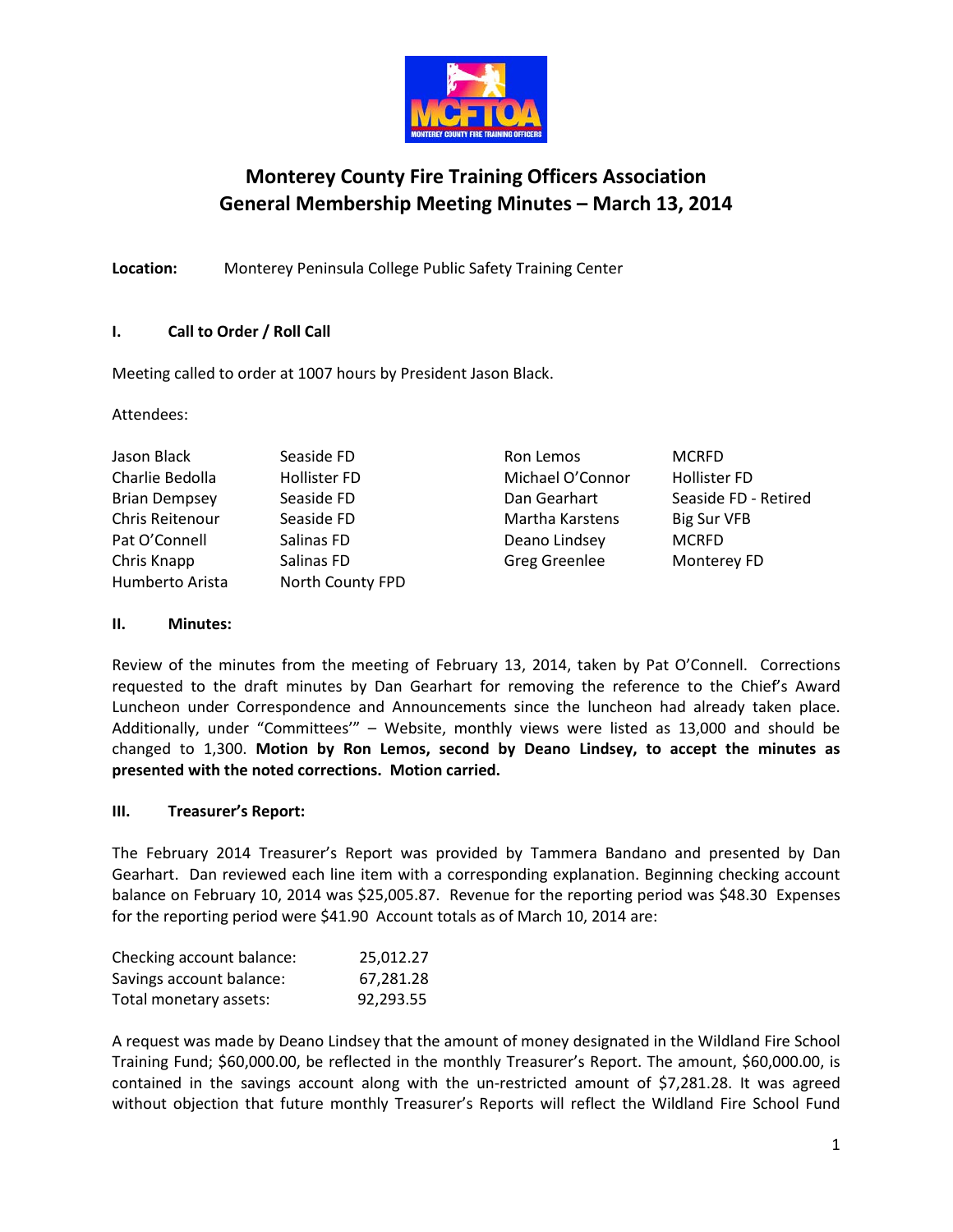# Monterey County Fire Training Officers Association
# General Membership Meeting Minutes – March 13, 2014

**Location:** Monterey Peninsula College Public Safety Training Center

## I. Call to Order / Roll Call

Meeting called to order at 1007 hours by President Jason Black.

Attendees:

| | | | |
|---|---|---|---|
| Jason Black | Seaside FD | Ron Lemos | MCRFD |
| Charlie Bedolla | Hollister FD | Michael O'Connor | Hollister FD |
| Brian Dempsey | Seaside FD | Dan Gearhart | Seaside FD - Retired |
| Chris Reitenour | Seaside FD | Martha Karstens | Big Sur VFB |
| Pat O'Connell | Salinas FD | Deano Lindsey | MCRFD |
| Chris Knapp | Salinas FD | Greg Greenlee | Monterey FD |
| Humberto Arista | North County FPD | | |

## II. Minutes:

Review of the minutes from the meeting of February 13, 2014, taken by Pat O'Connell. Corrections requested to the draft minutes by Dan Gearhart for removing the reference to the Chief's Award Luncheon under Correspondence and Announcements since the luncheon had already taken place. Additionally, under "Committees'" – Website, monthly views were listed as 13,000 and should be changed to 1,300. **Motion by Ron Lemos, second by Deano Lindsey, to accept the minutes as presented with the noted corrections. Motion carried.**

## III. Treasurer's Report:

The February 2014 Treasurer's Report was provided by Tammera Bandano and presented by Dan Gearhart. Dan reviewed each line item with a corresponding explanation. Beginning checking account balance on February 10, 2014 was $25,005.87. Revenue for the reporting period was $48.30 Expenses for the reporting period were $41.90 Account totals as of March 10, 2014 are:

| | |
|---|---|
| Checking account balance: | 25,012.27 |
| Savings account balance: | 67,281.28 |
| Total monetary assets: | 92,293.55 |

A request was made by Deano Lindsey that the amount of money designated in the Wildland Fire School Training Fund; $60,000.00, be reflected in the monthly Treasurer's Report. The amount, $60,000.00, is contained in the savings account along with the un-restricted amount of $7,281.28. It was agreed without objection that future monthly Treasurer's Reports will reflect the Wildland Fire School Fund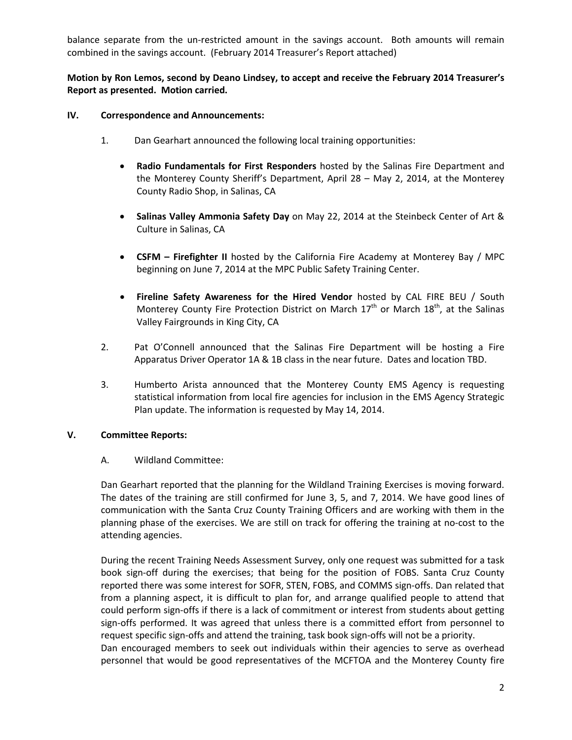balance separate from the un-restricted amount in the savings account. Both amounts will remain combined in the savings account. (February 2014 Treasurer's Report attached)

**Motion by Ron Lemos, second by Deano Lindsey, to accept and receive the February 2014 Treasurer's Report as presented. Motion carried.**

## IV. Correspondence and Announcements:

1. Dan Gearhart announced the following local training opportunities:

   - **Radio Fundamentals for First Responders** hosted by the Salinas Fire Department and the Monterey County Sheriff's Department, April 28 – May 2, 2014, at the Monterey County Radio Shop, in Salinas, CA

   - **Salinas Valley Ammonia Safety Day** on May 22, 2014 at the Steinbeck Center of Art & Culture in Salinas, CA

   - **CSFM – Firefighter II** hosted by the California Fire Academy at Monterey Bay / MPC beginning on June 7, 2014 at the MPC Public Safety Training Center.

   - **Fireline Safety Awareness for the Hired Vendor** hosted by CAL FIRE BEU / South Monterey County Fire Protection District on March 17th or March 18th, at the Salinas Valley Fairgrounds in King City, CA

2. Pat O'Connell announced that the Salinas Fire Department will be hosting a Fire Apparatus Driver Operator 1A & 1B class in the near future. Dates and location TBD.

3. Humberto Arista announced that the Monterey County EMS Agency is requesting statistical information from local fire agencies for inclusion in the EMS Agency Strategic Plan update. The information is requested by May 14, 2014.

## V. Committee Reports:

### A. Wildland Committee:

Dan Gearhart reported that the planning for the Wildland Training Exercises is moving forward. The dates of the training are still confirmed for June 3, 5, and 7, 2014. We have good lines of communication with the Santa Cruz County Training Officers and are working with them in the planning phase of the exercises. We are still on track for offering the training at no-cost to the attending agencies.

During the recent Training Needs Assessment Survey, only one request was submitted for a task book sign-off during the exercises; that being for the position of FOBS. Santa Cruz County reported there was some interest for SOFR, STEN, FOBS, and COMMS sign-offs. Dan related that from a planning aspect, it is difficult to plan for, and arrange qualified people to attend that could perform sign-offs if there is a lack of commitment or interest from students about getting sign-offs performed. It was agreed that unless there is a committed effort from personnel to request specific sign-offs and attend the training, task book sign-offs will not be a priority.

Dan encouraged members to seek out individuals within their agencies to serve as overhead personnel that would be good representatives of the MCFTOA and the Monterey County fire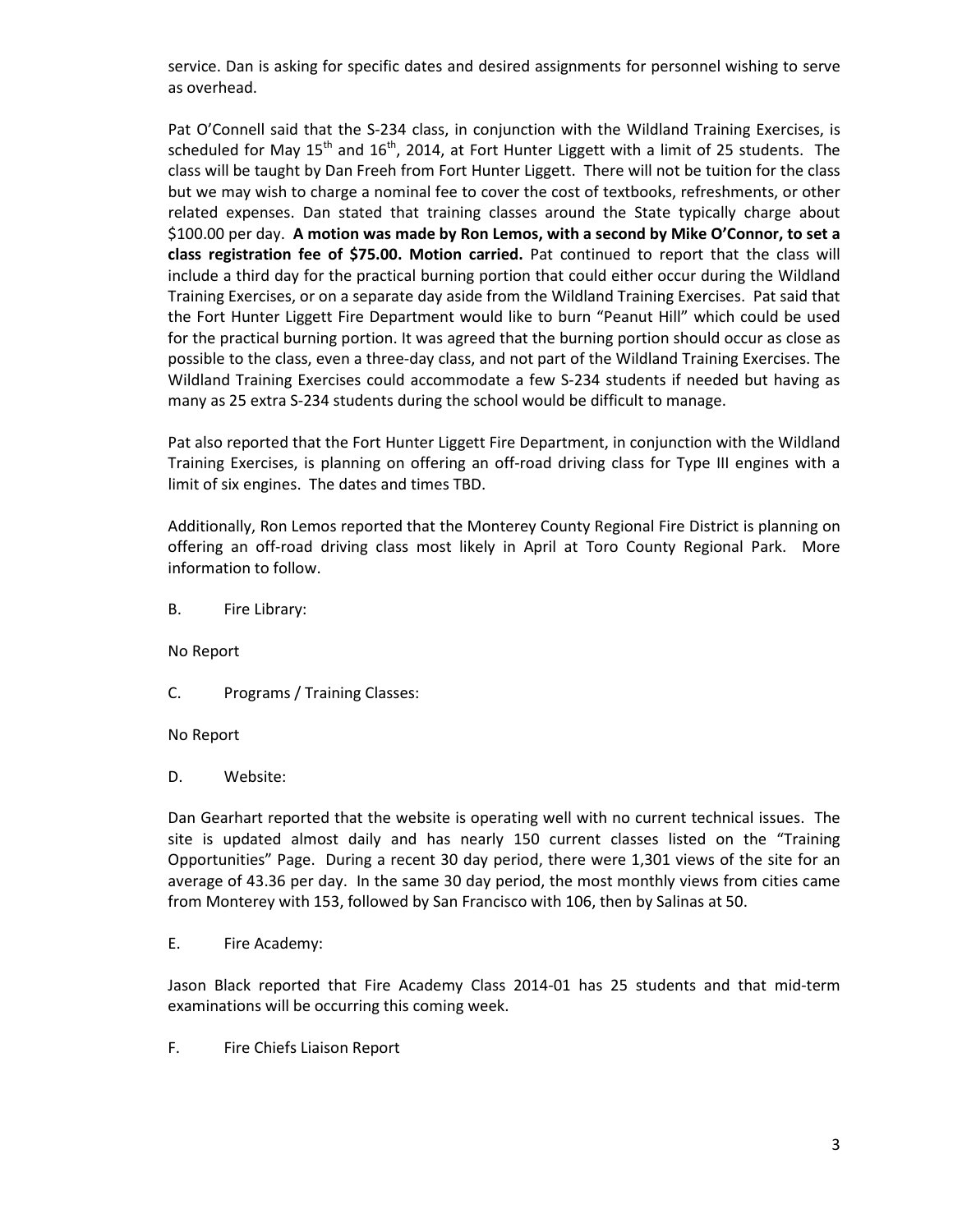service. Dan is asking for specific dates and desired assignments for personnel wishing to serve as overhead.

Pat O'Connell said that the S-234 class, in conjunction with the Wildland Training Exercises, is scheduled for May 15th and 16th, 2014, at Fort Hunter Liggett with a limit of 25 students. The class will be taught by Dan Freeh from Fort Hunter Liggett. There will not be tuition for the class but we may wish to charge a nominal fee to cover the cost of textbooks, refreshments, or other related expenses. Dan stated that training classes around the State typically charge about $100.00 per day. **A motion was made by Ron Lemos, with a second by Mike O'Connor, to set a class registration fee of $75.00. Motion carried.** Pat continued to report that the class will include a third day for the practical burning portion that could either occur during the Wildland Training Exercises, or on a separate day aside from the Wildland Training Exercises. Pat said that the Fort Hunter Liggett Fire Department would like to burn "Peanut Hill" which could be used for the practical burning portion. It was agreed that the burning portion should occur as close as possible to the class, even a three-day class, and not part of the Wildland Training Exercises. The Wildland Training Exercises could accommodate a few S-234 students if needed but having as many as 25 extra S-234 students during the school would be difficult to manage.

Pat also reported that the Fort Hunter Liggett Fire Department, in conjunction with the Wildland Training Exercises, is planning on offering an off-road driving class for Type III engines with a limit of six engines. The dates and times TBD.

Additionally, Ron Lemos reported that the Monterey County Regional Fire District is planning on offering an off-road driving class most likely in April at Toro County Regional Park. More information to follow.

B. Fire Library:

No Report

C. Programs / Training Classes:

No Report

D. Website:

Dan Gearhart reported that the website is operating well with no current technical issues. The site is updated almost daily and has nearly 150 current classes listed on the "Training Opportunities" Page. During a recent 30 day period, there were 1,301 views of the site for an average of 43.36 per day. In the same 30 day period, the most monthly views from cities came from Monterey with 153, followed by San Francisco with 106, then by Salinas at 50.

E. Fire Academy:

Jason Black reported that Fire Academy Class 2014-01 has 25 students and that mid-term examinations will be occurring this coming week.

F. Fire Chiefs Liaison Report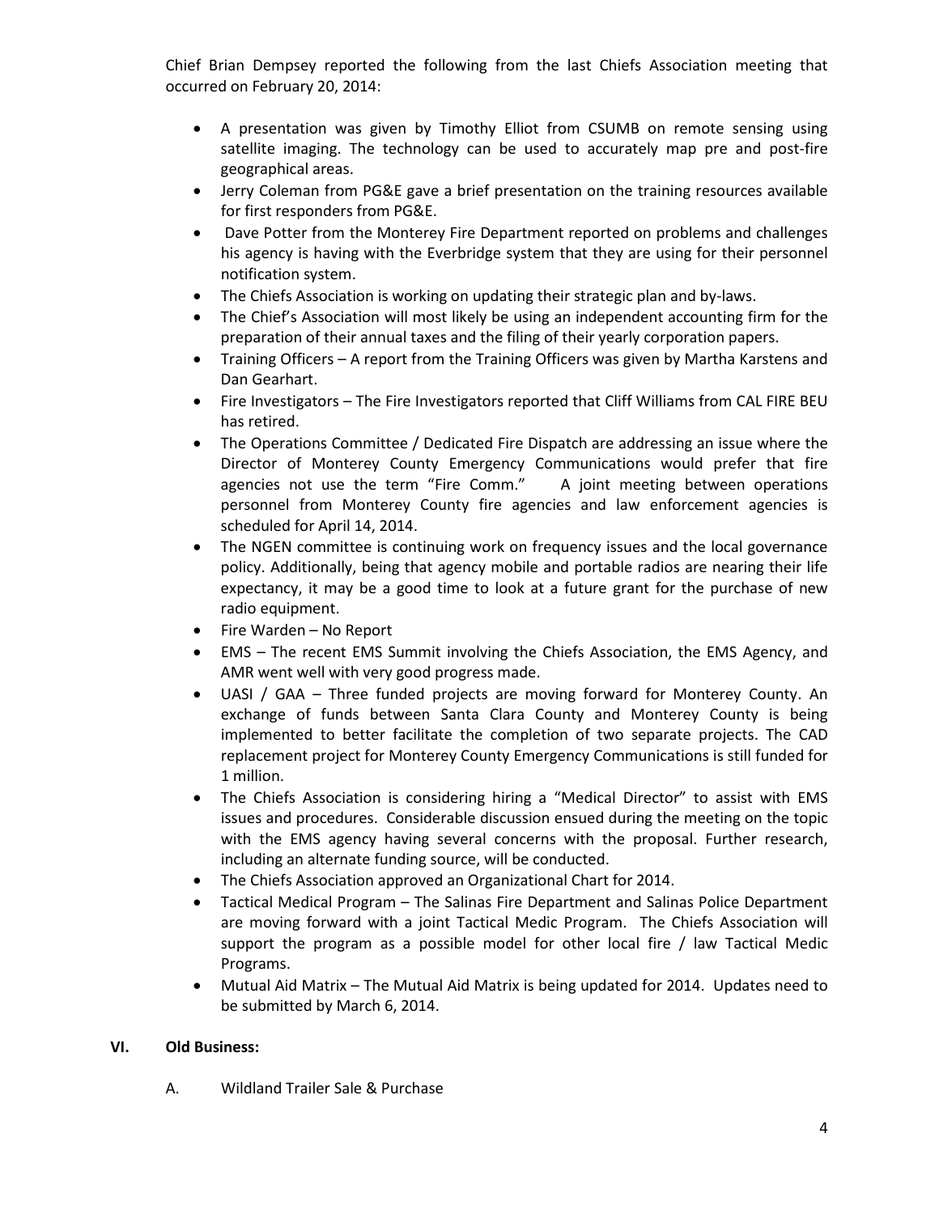Chief Brian Dempsey reported the following from the last Chiefs Association meeting that occurred on February 20, 2014:

- A presentation was given by Timothy Elliot from CSUMB on remote sensing using satellite imaging. The technology can be used to accurately map pre and post-fire geographical areas.
- Jerry Coleman from PG&E gave a brief presentation on the training resources available for first responders from PG&E.
- Dave Potter from the Monterey Fire Department reported on problems and challenges his agency is having with the Everbridge system that they are using for their personnel notification system.
- The Chiefs Association is working on updating their strategic plan and by-laws.
- The Chief's Association will most likely be using an independent accounting firm for the preparation of their annual taxes and the filing of their yearly corporation papers.
- Training Officers – A report from the Training Officers was given by Martha Karstens and Dan Gearhart.
- Fire Investigators – The Fire Investigators reported that Cliff Williams from CAL FIRE BEU has retired.
- The Operations Committee / Dedicated Fire Dispatch are addressing an issue where the Director of Monterey County Emergency Communications would prefer that fire agencies not use the term "Fire Comm." A joint meeting between operations personnel from Monterey County fire agencies and law enforcement agencies is scheduled for April 14, 2014.
- The NGEN committee is continuing work on frequency issues and the local governance policy. Additionally, being that agency mobile and portable radios are nearing their life expectancy, it may be a good time to look at a future grant for the purchase of new radio equipment.
- Fire Warden – No Report
- EMS – The recent EMS Summit involving the Chiefs Association, the EMS Agency, and AMR went well with very good progress made.
- UASI / GAA – Three funded projects are moving forward for Monterey County. An exchange of funds between Santa Clara County and Monterey County is being implemented to better facilitate the completion of two separate projects. The CAD replacement project for Monterey County Emergency Communications is still funded for 1 million.
- The Chiefs Association is considering hiring a "Medical Director" to assist with EMS issues and procedures. Considerable discussion ensued during the meeting on the topic with the EMS agency having several concerns with the proposal. Further research, including an alternate funding source, will be conducted.
- The Chiefs Association approved an Organizational Chart for 2014.
- Tactical Medical Program – The Salinas Fire Department and Salinas Police Department are moving forward with a joint Tactical Medic Program. The Chiefs Association will support the program as a possible model for other local fire / law Tactical Medic Programs.
- Mutual Aid Matrix – The Mutual Aid Matrix is being updated for 2014. Updates need to be submitted by March 6, 2014.

## VI. Old Business:

A. Wildland Trailer Sale & Purchase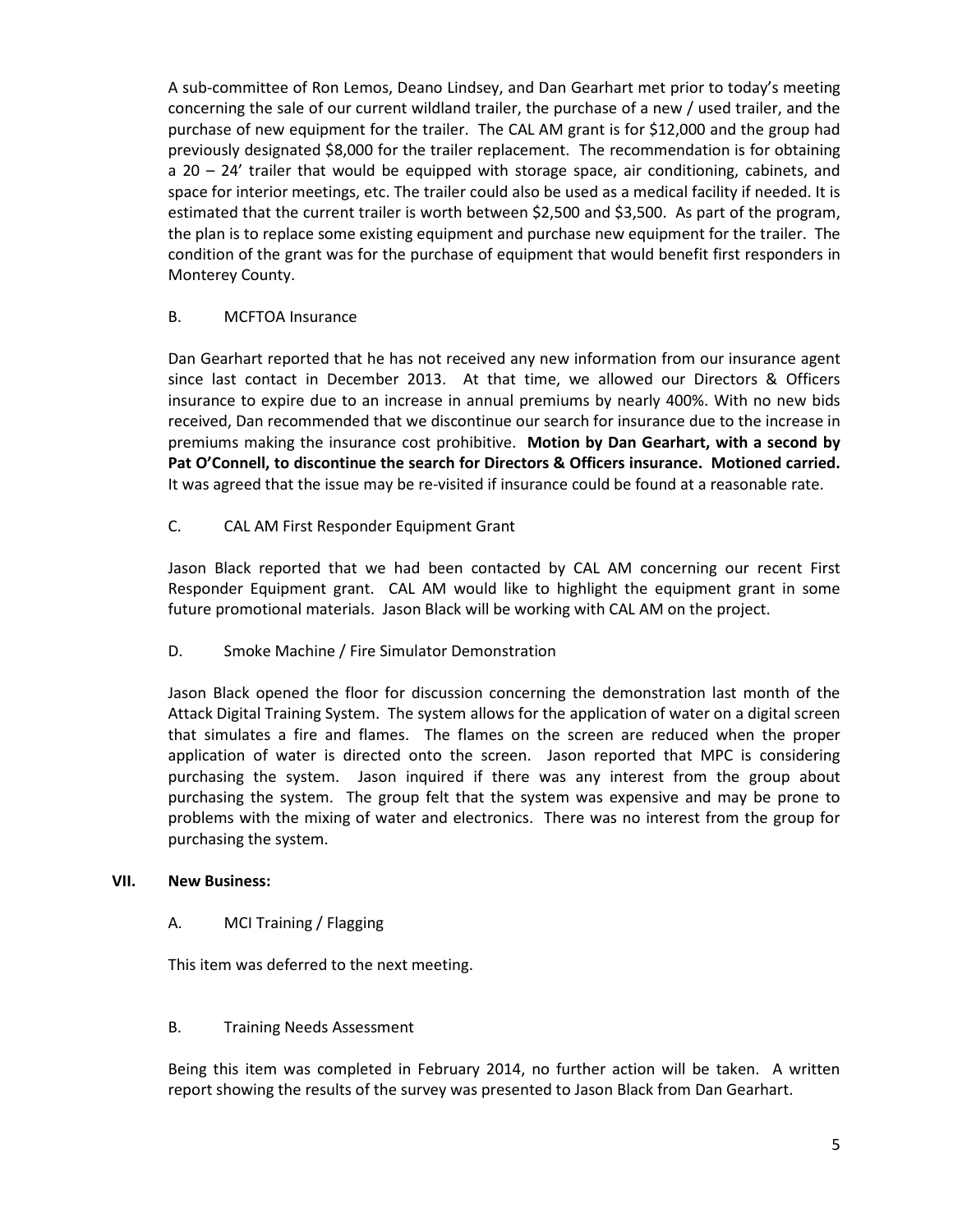A sub-committee of Ron Lemos, Deano Lindsey, and Dan Gearhart met prior to today's meeting concerning the sale of our current wildland trailer, the purchase of a new / used trailer, and the purchase of new equipment for the trailer. The CAL AM grant is for $12,000 and the group had previously designated $8,000 for the trailer replacement. The recommendation is for obtaining a 20 – 24' trailer that would be equipped with storage space, air conditioning, cabinets, and space for interior meetings, etc. The trailer could also be used as a medical facility if needed. It is estimated that the current trailer is worth between $2,500 and $3,500. As part of the program, the plan is to replace some existing equipment and purchase new equipment for the trailer. The condition of the grant was for the purchase of equipment that would benefit first responders in Monterey County.

B. MCFTOA Insurance

Dan Gearhart reported that he has not received any new information from our insurance agent since last contact in December 2013. At that time, we allowed our Directors & Officers insurance to expire due to an increase in annual premiums by nearly 400%. With no new bids received, Dan recommended that we discontinue our search for insurance due to the increase in premiums making the insurance cost prohibitive. **Motion by Dan Gearhart, with a second by Pat O'Connell, to discontinue the search for Directors & Officers insurance. Motioned carried.** It was agreed that the issue may be re-visited if insurance could be found at a reasonable rate.

C. CAL AM First Responder Equipment Grant

Jason Black reported that we had been contacted by CAL AM concerning our recent First Responder Equipment grant. CAL AM would like to highlight the equipment grant in some future promotional materials. Jason Black will be working with CAL AM on the project.

D. Smoke Machine / Fire Simulator Demonstration

Jason Black opened the floor for discussion concerning the demonstration last month of the Attack Digital Training System. The system allows for the application of water on a digital screen that simulates a fire and flames. The flames on the screen are reduced when the proper application of water is directed onto the screen. Jason reported that MPC is considering purchasing the system. Jason inquired if there was any interest from the group about purchasing the system. The group felt that the system was expensive and may be prone to problems with the mixing of water and electronics. There was no interest from the group for purchasing the system.

**VII. New Business:**

A. MCI Training / Flagging

This item was deferred to the next meeting.

B. Training Needs Assessment

Being this item was completed in February 2014, no further action will be taken. A written report showing the results of the survey was presented to Jason Black from Dan Gearhart.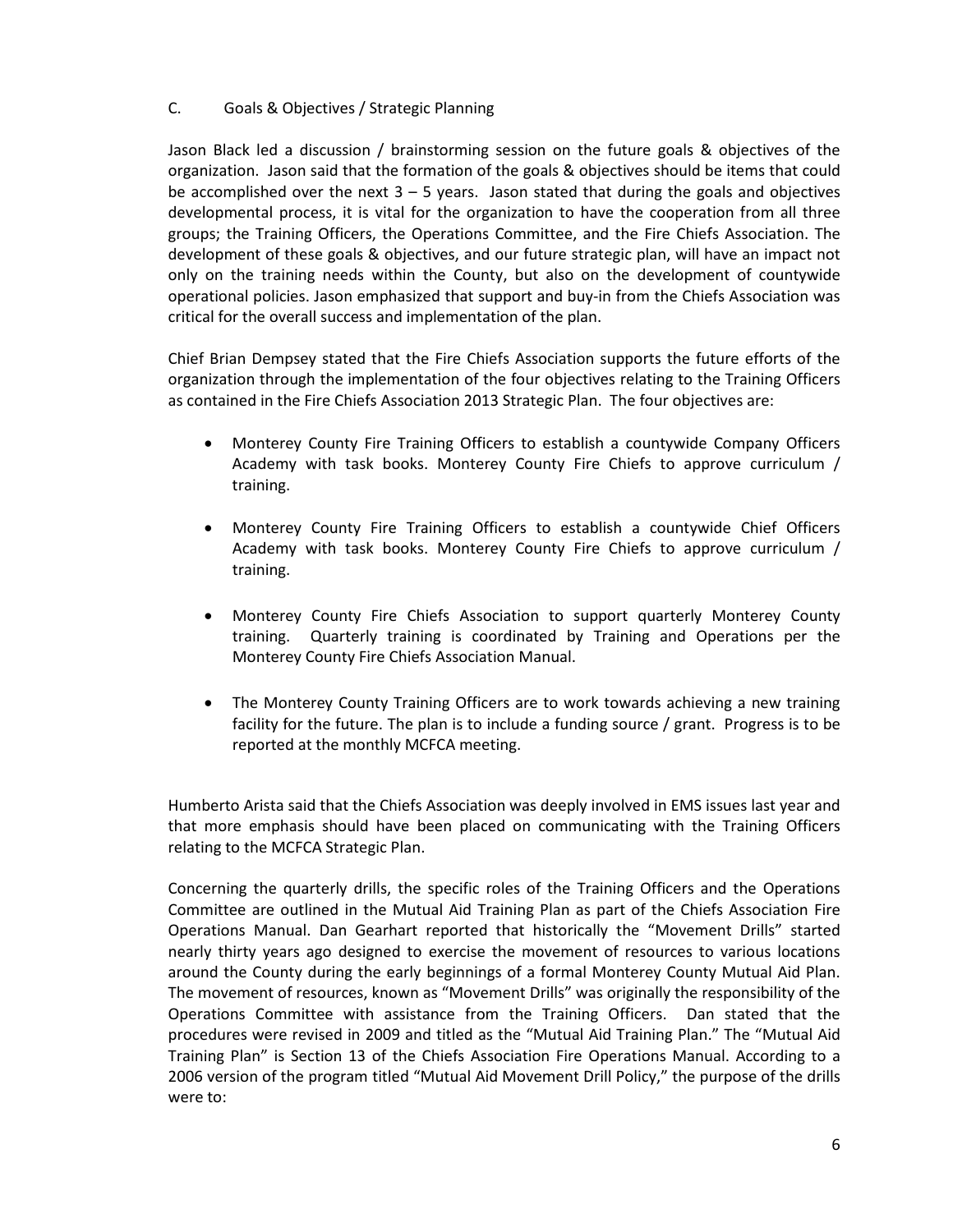### C. Goals & Objectives / Strategic Planning

Jason Black led a discussion / brainstorming session on the future goals & objectives of the organization. Jason said that the formation of the goals & objectives should be items that could be accomplished over the next 3 – 5 years. Jason stated that during the goals and objectives developmental process, it is vital for the organization to have the cooperation from all three groups; the Training Officers, the Operations Committee, and the Fire Chiefs Association. The development of these goals & objectives, and our future strategic plan, will have an impact not only on the training needs within the County, but also on the development of countywide operational policies. Jason emphasized that support and buy-in from the Chiefs Association was critical for the overall success and implementation of the plan.

Chief Brian Dempsey stated that the Fire Chiefs Association supports the future efforts of the organization through the implementation of the four objectives relating to the Training Officers as contained in the Fire Chiefs Association 2013 Strategic Plan. The four objectives are:

- Monterey County Fire Training Officers to establish a countywide Company Officers Academy with task books. Monterey County Fire Chiefs to approve curriculum / training.
- Monterey County Fire Training Officers to establish a countywide Chief Officers Academy with task books. Monterey County Fire Chiefs to approve curriculum / training.
- Monterey County Fire Chiefs Association to support quarterly Monterey County training. Quarterly training is coordinated by Training and Operations per the Monterey County Fire Chiefs Association Manual.
- The Monterey County Training Officers are to work towards achieving a new training facility for the future. The plan is to include a funding source / grant. Progress is to be reported at the monthly MCFCA meeting.

Humberto Arista said that the Chiefs Association was deeply involved in EMS issues last year and that more emphasis should have been placed on communicating with the Training Officers relating to the MCFCA Strategic Plan.

Concerning the quarterly drills, the specific roles of the Training Officers and the Operations Committee are outlined in the Mutual Aid Training Plan as part of the Chiefs Association Fire Operations Manual. Dan Gearhart reported that historically the "Movement Drills" started nearly thirty years ago designed to exercise the movement of resources to various locations around the County during the early beginnings of a formal Monterey County Mutual Aid Plan. The movement of resources, known as "Movement Drills" was originally the responsibility of the Operations Committee with assistance from the Training Officers. Dan stated that the procedures were revised in 2009 and titled as the "Mutual Aid Training Plan." The "Mutual Aid Training Plan" is Section 13 of the Chiefs Association Fire Operations Manual. According to a 2006 version of the program titled "Mutual Aid Movement Drill Policy," the purpose of the drills were to: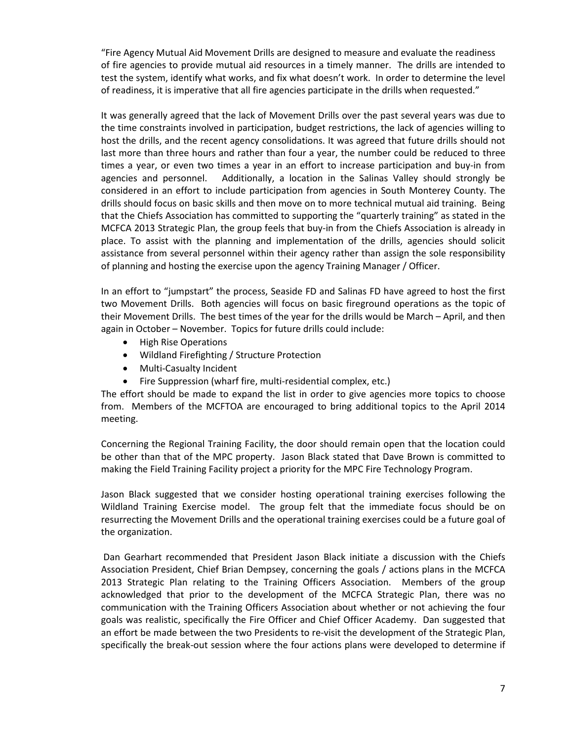"Fire Agency Mutual Aid Movement Drills are designed to measure and evaluate the readiness of fire agencies to provide mutual aid resources in a timely manner. The drills are intended to test the system, identify what works, and fix what doesn't work. In order to determine the level of readiness, it is imperative that all fire agencies participate in the drills when requested."

It was generally agreed that the lack of Movement Drills over the past several years was due to the time constraints involved in participation, budget restrictions, the lack of agencies willing to host the drills, and the recent agency consolidations. It was agreed that future drills should not last more than three hours and rather than four a year, the number could be reduced to three times a year, or even two times a year in an effort to increase participation and buy-in from agencies and personnel. Additionally, a location in the Salinas Valley should strongly be considered in an effort to include participation from agencies in South Monterey County. The drills should focus on basic skills and then move on to more technical mutual aid training. Being that the Chiefs Association has committed to supporting the "quarterly training" as stated in the MCFCA 2013 Strategic Plan, the group feels that buy-in from the Chiefs Association is already in place. To assist with the planning and implementation of the drills, agencies should solicit assistance from several personnel within their agency rather than assign the sole responsibility of planning and hosting the exercise upon the agency Training Manager / Officer.

In an effort to "jumpstart" the process, Seaside FD and Salinas FD have agreed to host the first two Movement Drills. Both agencies will focus on basic fireground operations as the topic of their Movement Drills. The best times of the year for the drills would be March – April, and then again in October – November. Topics for future drills could include:

- High Rise Operations
- Wildland Firefighting / Structure Protection
- Multi-Casualty Incident
- Fire Suppression (wharf fire, multi-residential complex, etc.)

The effort should be made to expand the list in order to give agencies more topics to choose from. Members of the MCFTOA are encouraged to bring additional topics to the April 2014 meeting.

Concerning the Regional Training Facility, the door should remain open that the location could be other than that of the MPC property. Jason Black stated that Dave Brown is committed to making the Field Training Facility project a priority for the MPC Fire Technology Program.

Jason Black suggested that we consider hosting operational training exercises following the Wildland Training Exercise model. The group felt that the immediate focus should be on resurrecting the Movement Drills and the operational training exercises could be a future goal of the organization.

Dan Gearhart recommended that President Jason Black initiate a discussion with the Chiefs Association President, Chief Brian Dempsey, concerning the goals / actions plans in the MCFCA 2013 Strategic Plan relating to the Training Officers Association. Members of the group acknowledged that prior to the development of the MCFCA Strategic Plan, there was no communication with the Training Officers Association about whether or not achieving the four goals was realistic, specifically the Fire Officer and Chief Officer Academy. Dan suggested that an effort be made between the two Presidents to re-visit the development of the Strategic Plan, specifically the break-out session where the four actions plans were developed to determine if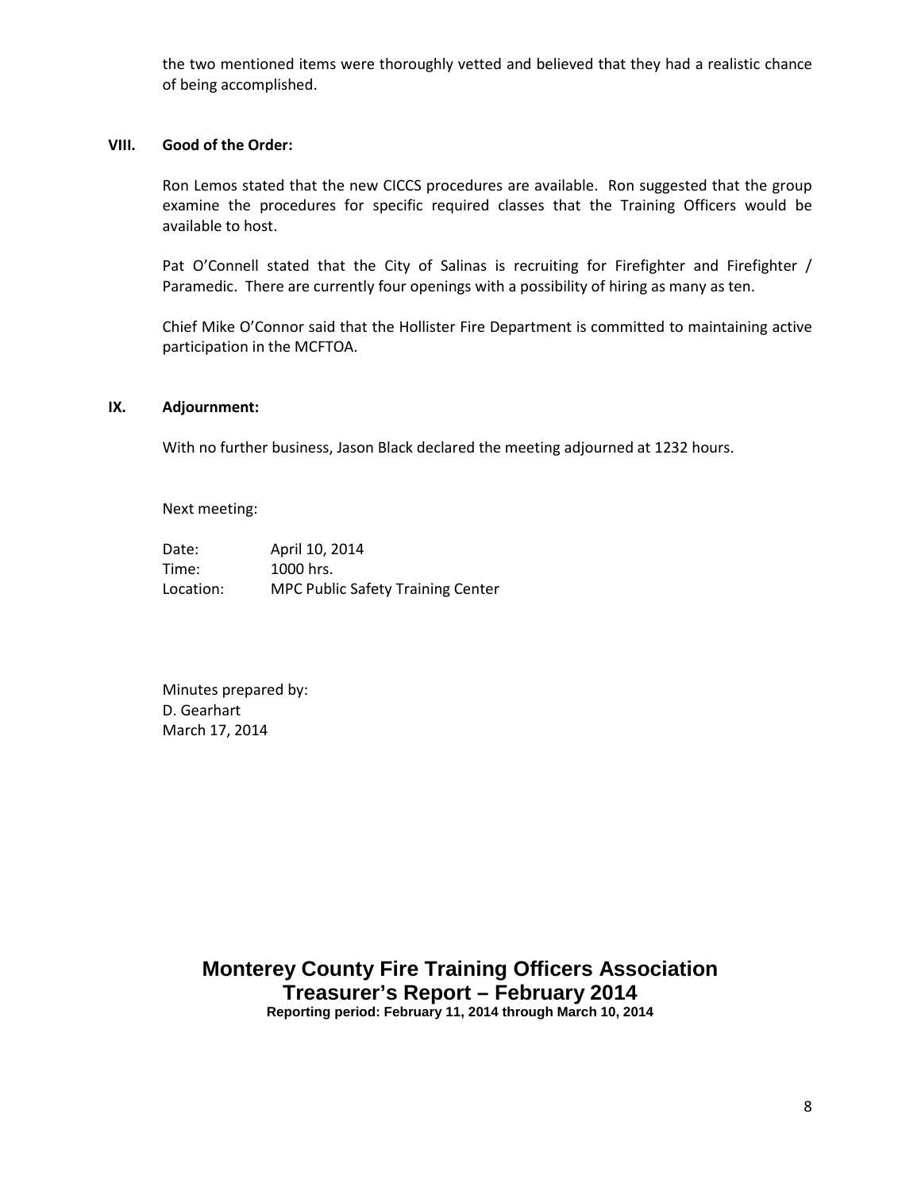the two mentioned items were thoroughly vetted and believed that they had a realistic chance of being accomplished.

## VIII. Good of the Order:

Ron Lemos stated that the new CICCS procedures are available. Ron suggested that the group examine the procedures for specific required classes that the Training Officers would be available to host.

Pat O'Connell stated that the City of Salinas is recruiting for Firefighter and Firefighter / Paramedic. There are currently four openings with a possibility of hiring as many as ten.

Chief Mike O'Connor said that the Hollister Fire Department is committed to maintaining active participation in the MCFTOA.

## IX. Adjournment:

With no further business, Jason Black declared the meeting adjourned at 1232 hours.

Next meeting:

Date: April 10, 2014
Time: 1000 hrs.
Location: MPC Public Safety Training Center

Minutes prepared by:
D. Gearhart
March 17, 2014

# Monterey County Fire Training Officers Association
## Treasurer's Report – February 2014
**Reporting period: February 11, 2014 through March 10, 2014**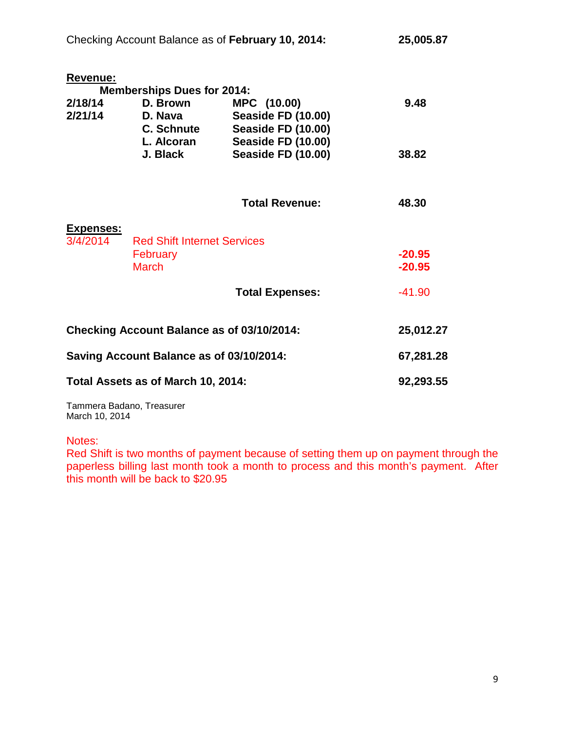Checking Account Balance as of **February 10, 2014:** **25,005.87**

**Revenue:**

| | | | |
|---|---|---|---|
| | **Memberships Dues for 2014:** | | |
| **2/18/14** | **D. Brown** | **MPC (10.00)** | **9.48** |
| **2/21/14** | **D. Nava** | **Seaside FD (10.00)** | |
| | **C. Schnute** | **Seaside FD (10.00)** | |
| | **L. Alcoran** | **Seaside FD (10.00)** | |
| | **J. Black** | **Seaside FD (10.00)** | **38.82** |
| | | **Total Revenue:** | **48.30** |

**Expenses:**

| | | | |
|---|---|---|---|
| 3/4/2014 | Red Shift Internet Services | | |
| | February | | **-20.95** |
| | March | | **-20.95** |
| | | **Total Expenses:** | -41.90 |

**Checking Account Balance as of 03/10/2014:** **25,012.27**

**Saving Account Balance as of 03/10/2014:** **67,281.28**

**Total Assets as of March 10, 2014:** **92,293.55**

Tammera Badano, Treasurer
March 10, 2014

Notes:
Red Shift is two months of payment because of setting them up on payment through the paperless billing last month took a month to process and this month's payment. After this month will be back to $20.95